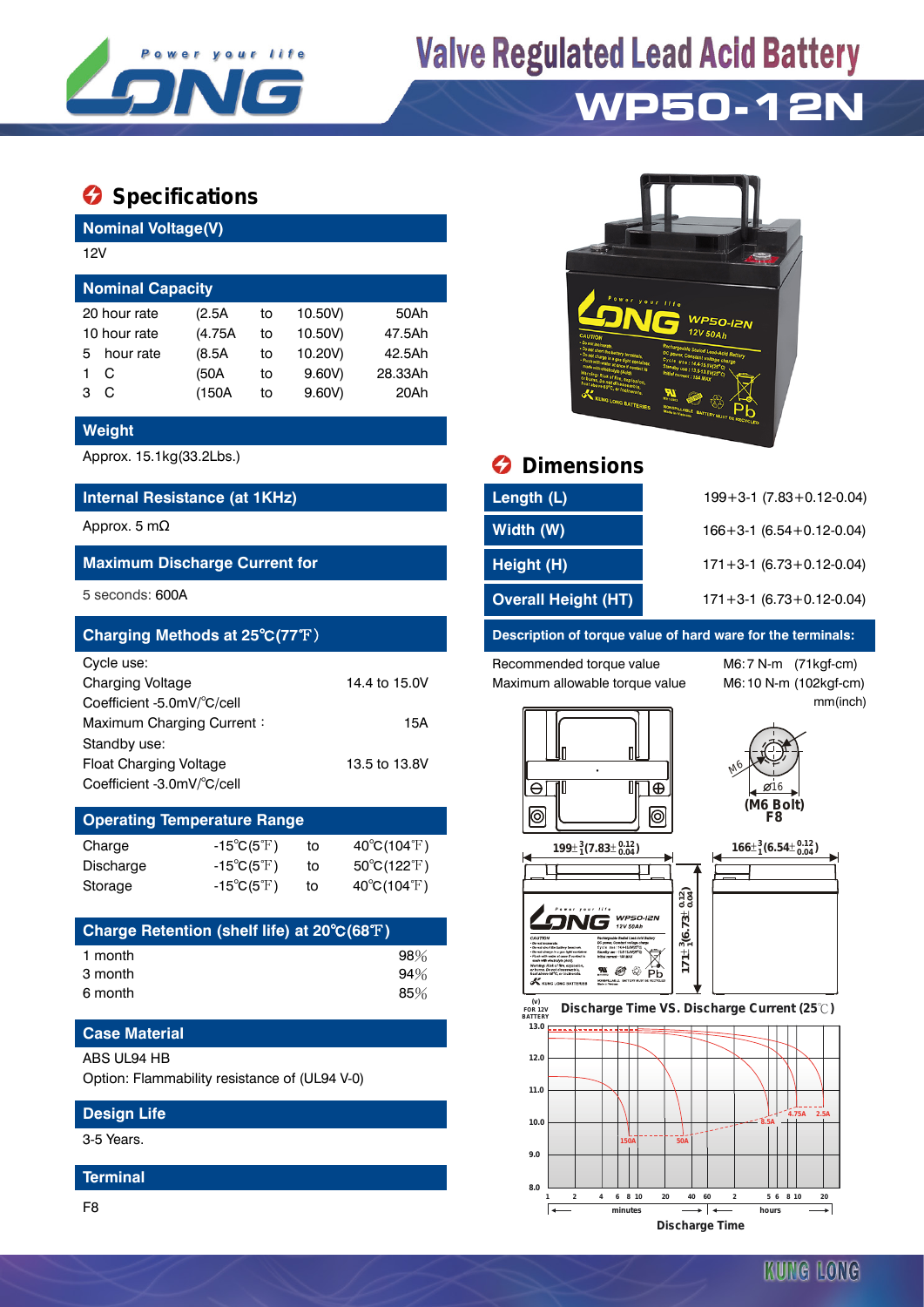# Valve Regulated Lead Acid Battery

# WP50-12N

## Specifications

### Nominal Voltage(V)

12V

### Nominal Capacity

| | | | | |
|---|---|---|---|---|
| 20 hour rate | (2.5A | to | 10.50V) | 50Ah |
| 10 hour rate | (4.75A | to | 10.50V) | 47.5Ah |
| 5 hour rate | (8.5A | to | 10.20V) | 42.5Ah |
| 1 C | (50A | to | 9.60V) | 28.33Ah |
| 3 C | (150A | to | 9.60V) | 20Ah |

### Weight

Approx. 15.1kg(33.2Lbs.)

### Internal Resistance (at 1KHz)

Approx. 5 mΩ

### Maximum Discharge Current for

5 seconds: 600A

### Charging Methods at 25℃(77℉)

| | |
|---|---|
| Cycle use: | |
| Charging Voltage | 14.4 to 15.0V |
| Coefficient -5.0mV/℃/cell | |
| Maximum Charging Current： | 15A |
| Standby use: | |
| Float Charging Voltage | 13.5 to 13.8V |
| Coefficient -3.0mV/℃/cell | |

### Operating Temperature Range

| | | | |
|---|---|---|---|
| Charge | -15℃(5℉) | to | 40℃(104℉) |
| Discharge | -15℃(5℉) | to | 50℃(122℉) |
| Storage | -15℃(5℉) | to | 40℃(104℉) |

### Charge Retention (shelf life) at 20℃(68℉)

| | |
|---|---|
| 1 month | 98% |
| 3 month | 94% |
| 6 month | 85% |

### Case Material

ABS UL94 HB

Option: Flammability resistance of (UL94 V-0)

### Design Life

3-5 Years.

### Terminal

F8

## Dimensions

| | |
|---|---|
| Length (L) | 199+3-1 (7.83+0.12-0.04) |
| Width (W) | 166+3-1 (6.54+0.12-0.04) |
| Height (H) | 171+3-1 (6.73+0.12-0.04) |
| Overall Height (HT) | 171+3-1 (6.73+0.12-0.04) |

### Description of torque value of hard ware for the terminals:

| | |
|---|---|
| Recommended torque value | M6:7 N-m (71kgf-cm) |
| Maximum allowable torque value | M6:10 N-m (102kgf-cm) |

mm(inch)

M6, Ø16, (M6 Bolt) F8

$199\pm^{3}_{1}(7.83\pm^{0.12}_{0.04})$ $166\pm^{3}_{1}(6.54\pm^{0.12}_{0.04})$ $171\pm^{3}_{1}(6.73\pm^{0.12}_{0.04})$

Discharge Time VS. Discharge Current (25℃)

Discharge Time

KUNG LONG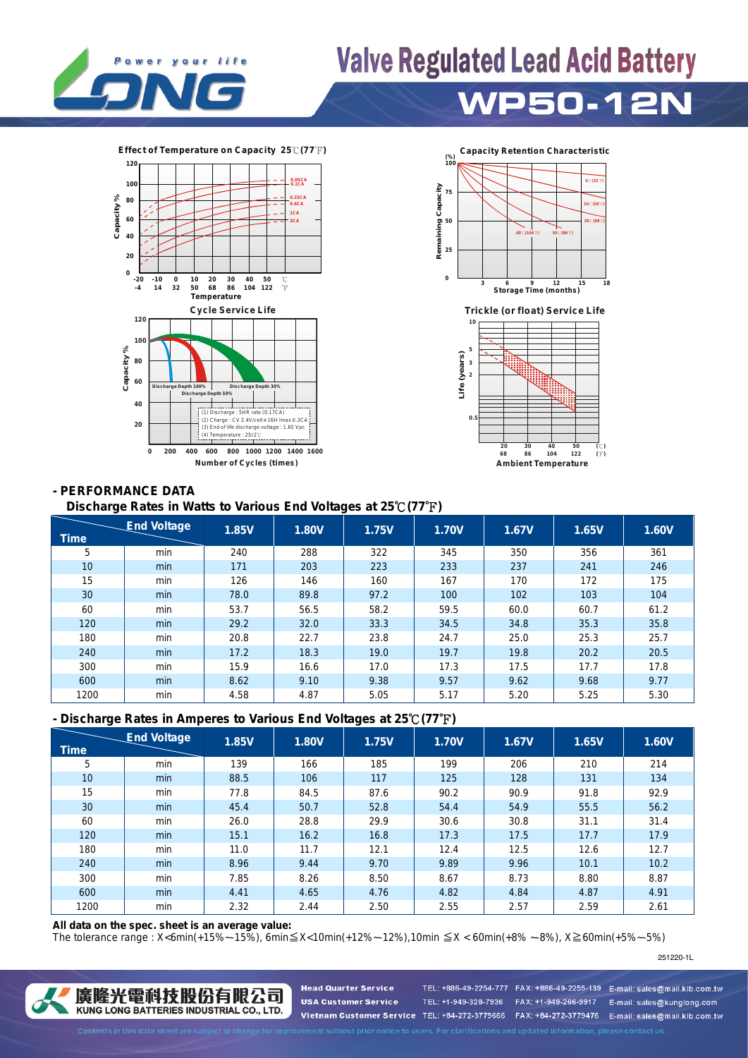Power your life

LONG

# Valve Regulated Lead Acid Battery

# WP50-12N

Effect of Temperature on Capacity 25℃(77℉)

120
100
80
60
40
20
0

Capacity %

0.05CA
0.1CA
0.25CA
0.6CA
1CA
2CA

-20 -10 0 10 20 30 40 50 ℃
-4 14 32 50 68 86 104 122 ℉

Temperature

Capacity Retention Characteristic

(%)
100
75
50
25
0

Remaining Capacity

0℃(32℉)
10℃(50℉)
20℃(68℉)
40℃(104℉)
30℃(86℉)

3 6 9 12 15 18

Storage Time (months)

Cycle Service Life

120
100
80
60
40
20

Capacity %

Discharge Depth 100%
Discharge Depth 50%
Discharge Depth 30%

(1) Discharge : 5HR rate (0.17CA)
(2) Charge : CV 2.4V/cell≒16H Imax 0.3CA
(3) End of life discharge voltage : 1.65 Vpc
(4) Temperature : 25±2℃

0 200 400 600 800 1000 1200 1400 1600

Number of Cycles (times)

Trickle (or float) Service Life

10
5
3
2
0.5

Life (years)

20 30 40 50 (℃)
68 86 104 122 (℉)

Ambient Temperature

## - PERFORMANCE DATA

### Discharge Rates in Watts to Various End Voltages at 25℃(77℉)

| Time | End Voltage | 1.85V | 1.80V | 1.75V | 1.70V | 1.67V | 1.65V | 1.60V |
|---|---|---|---|---|---|---|---|---|
| 5 | min | 240 | 288 | 322 | 345 | 350 | 356 | 361 |
| 10 | min | 171 | 203 | 223 | 233 | 237 | 241 | 246 |
| 15 | min | 126 | 146 | 160 | 167 | 170 | 172 | 175 |
| 30 | min | 78.0 | 89.8 | 97.2 | 100 | 102 | 103 | 104 |
| 60 | min | 53.7 | 56.5 | 58.2 | 59.5 | 60.0 | 60.7 | 61.2 |
| 120 | min | 29.2 | 32.0 | 33.3 | 34.5 | 34.8 | 35.3 | 35.8 |
| 180 | min | 20.8 | 22.7 | 23.8 | 24.7 | 25.0 | 25.3 | 25.7 |
| 240 | min | 17.2 | 18.3 | 19.0 | 19.7 | 19.8 | 20.2 | 20.5 |
| 300 | min | 15.9 | 16.6 | 17.0 | 17.3 | 17.5 | 17.7 | 17.8 |
| 600 | min | 8.62 | 9.10 | 9.38 | 9.57 | 9.62 | 9.68 | 9.77 |
| 1200 | min | 4.58 | 4.87 | 5.05 | 5.17 | 5.20 | 5.25 | 5.30 |

### - Discharge Rates in Amperes to Various End Voltages at 25℃(77℉)

| Time | End Voltage | 1.85V | 1.80V | 1.75V | 1.70V | 1.67V | 1.65V | 1.60V |
|---|---|---|---|---|---|---|---|---|
| 5 | min | 139 | 166 | 185 | 199 | 206 | 210 | 214 |
| 10 | min | 88.5 | 106 | 117 | 125 | 128 | 131 | 134 |
| 15 | min | 77.8 | 84.5 | 87.6 | 90.2 | 90.9 | 91.8 | 92.9 |
| 30 | min | 45.4 | 50.7 | 52.8 | 54.4 | 54.9 | 55.5 | 56.2 |
| 60 | min | 26.0 | 28.8 | 29.9 | 30.6 | 30.8 | 31.1 | 31.4 |
| 120 | min | 15.1 | 16.2 | 16.8 | 17.3 | 17.5 | 17.7 | 17.9 |
| 180 | min | 11.0 | 11.7 | 12.1 | 12.4 | 12.5 | 12.6 | 12.7 |
| 240 | min | 8.96 | 9.44 | 9.70 | 9.89 | 9.96 | 10.1 | 10.2 |
| 300 | min | 7.85 | 8.26 | 8.50 | 8.67 | 8.73 | 8.80 | 8.87 |
| 600 | min | 4.41 | 4.65 | 4.76 | 4.82 | 4.84 | 4.87 | 4.91 |
| 1200 | min | 2.32 | 2.44 | 2.50 | 2.55 | 2.57 | 2.59 | 2.61 |

**All data on the spec. sheet is an average value:**

The tolerance range : X<6min(+15%~-15%), 6min≦X<10min(+12%~-12%),10min ≦X < 60min(+8% ~-8%), X≧60min(+5%~-5%)

251220-1L

廣隆光電科技股份有限公司
KUNG LONG BATTERIES INDUSTRIAL CO., LTD.

| | | | |
|---|---|---|---|
| Head Quarter Service | TEL: +886-49-2254-777 | FAX: +886-49-2255-139 | E-mail: sales@mail.klb.com.tw |
| USA Customer Service | TEL: +1-949-328-7936 | FAX: +1-949-266-9917 | E-mail: sales@kunglong.com |
| Vietnam Customer Service | TEL: +84-272-3779666 | FAX: +84-272-3779476 | E-mail: sales@mail.klb.com.tw |

Contents in this data sheet are subject to change for improvement without prior notice to users. For clarifications and updated information, please contact us.